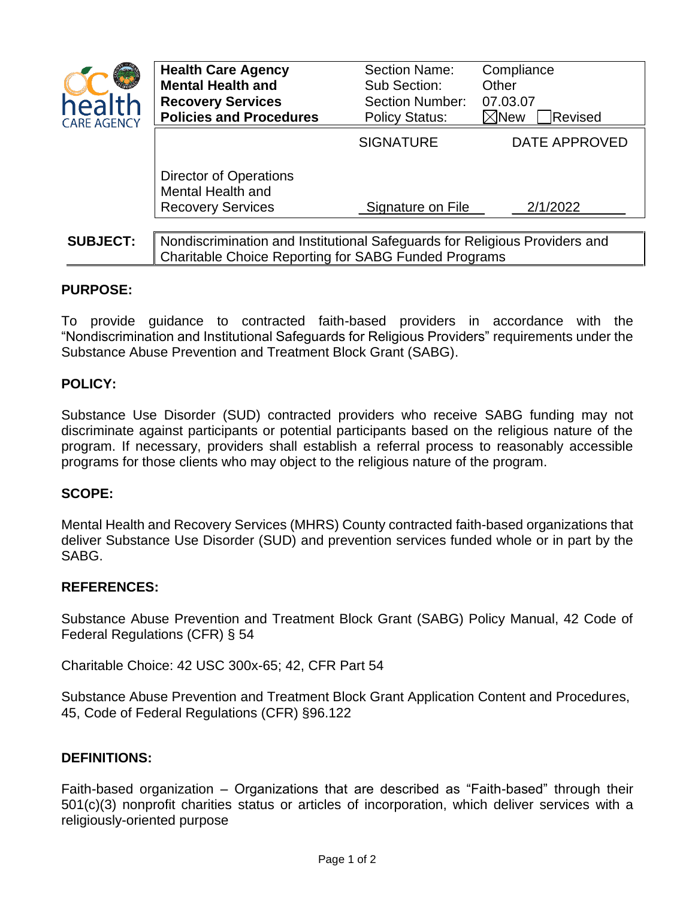| **Health Care Agency Mental Health and Recovery Services Policies and Procedures** | Section Name: | Compliance |
| --- | --- | --- |
| | Sub Section: | Other |
| | Section Number: | 07.03.07 |
| | Policy Status: | ☒New ☐Revised |

| | SIGNATURE | DATE APPROVED |
| --- | --- | --- |
| Director of Operations Mental Health and Recovery Services | Signature on File | 2/1/2022 |

**SUBJECT:** Nondiscrimination and Institutional Safeguards for Religious Providers and Charitable Choice Reporting for SABG Funded Programs

## PURPOSE:

To provide guidance to contracted faith-based providers in accordance with the "Nondiscrimination and Institutional Safeguards for Religious Providers" requirements under the Substance Abuse Prevention and Treatment Block Grant (SABG).

## POLICY:

Substance Use Disorder (SUD) contracted providers who receive SABG funding may not discriminate against participants or potential participants based on the religious nature of the program. If necessary, providers shall establish a referral process to reasonably accessible programs for those clients who may object to the religious nature of the program.

## SCOPE:

Mental Health and Recovery Services (MHRS) County contracted faith-based organizations that deliver Substance Use Disorder (SUD) and prevention services funded whole or in part by the SABG.

## REFERENCES:

Substance Abuse Prevention and Treatment Block Grant (SABG) Policy Manual, 42 Code of Federal Regulations (CFR) § 54

Charitable Choice: 42 USC 300x-65; 42, CFR Part 54

Substance Abuse Prevention and Treatment Block Grant Application Content and Procedures, 45, Code of Federal Regulations (CFR) §96.122

## DEFINITIONS:

Faith-based organization – Organizations that are described as "Faith-based" through their 501(c)(3) nonprofit charities status or articles of incorporation, which deliver services with a religiously-oriented purpose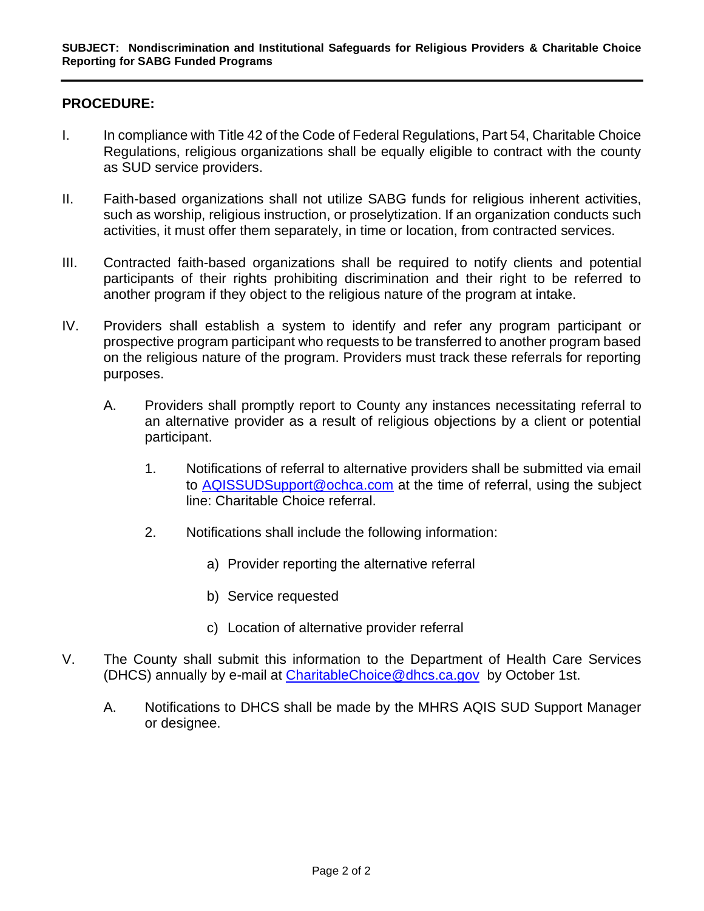**SUBJECT: Nondiscrimination and Institutional Safeguards for Religious Providers & Charitable Choice Reporting for SABG Funded Programs**

## PROCEDURE:

I. In compliance with Title 42 of the Code of Federal Regulations, Part 54, Charitable Choice Regulations, religious organizations shall be equally eligible to contract with the county as SUD service providers.

II. Faith-based organizations shall not utilize SABG funds for religious inherent activities, such as worship, religious instruction, or proselytization. If an organization conducts such activities, it must offer them separately, in time or location, from contracted services.

III. Contracted faith-based organizations shall be required to notify clients and potential participants of their rights prohibiting discrimination and their right to be referred to another program if they object to the religious nature of the program at intake.

IV. Providers shall establish a system to identify and refer any program participant or prospective program participant who requests to be transferred to another program based on the religious nature of the program. Providers must track these referrals for reporting purposes.

   A. Providers shall promptly report to County any instances necessitating referral to an alternative provider as a result of religious objections by a client or potential participant.

      1. Notifications of referral to alternative providers shall be submitted via email to AQISSUDSupport@ochca.com at the time of referral, using the subject line: Charitable Choice referral.

      2. Notifications shall include the following information:

         a) Provider reporting the alternative referral

         b) Service requested

         c) Location of alternative provider referral

V. The County shall submit this information to the Department of Health Care Services (DHCS) annually by e-mail at CharitableChoice@dhcs.ca.gov by October 1st.

   A. Notifications to DHCS shall be made by the MHRS AQIS SUD Support Manager or designee.